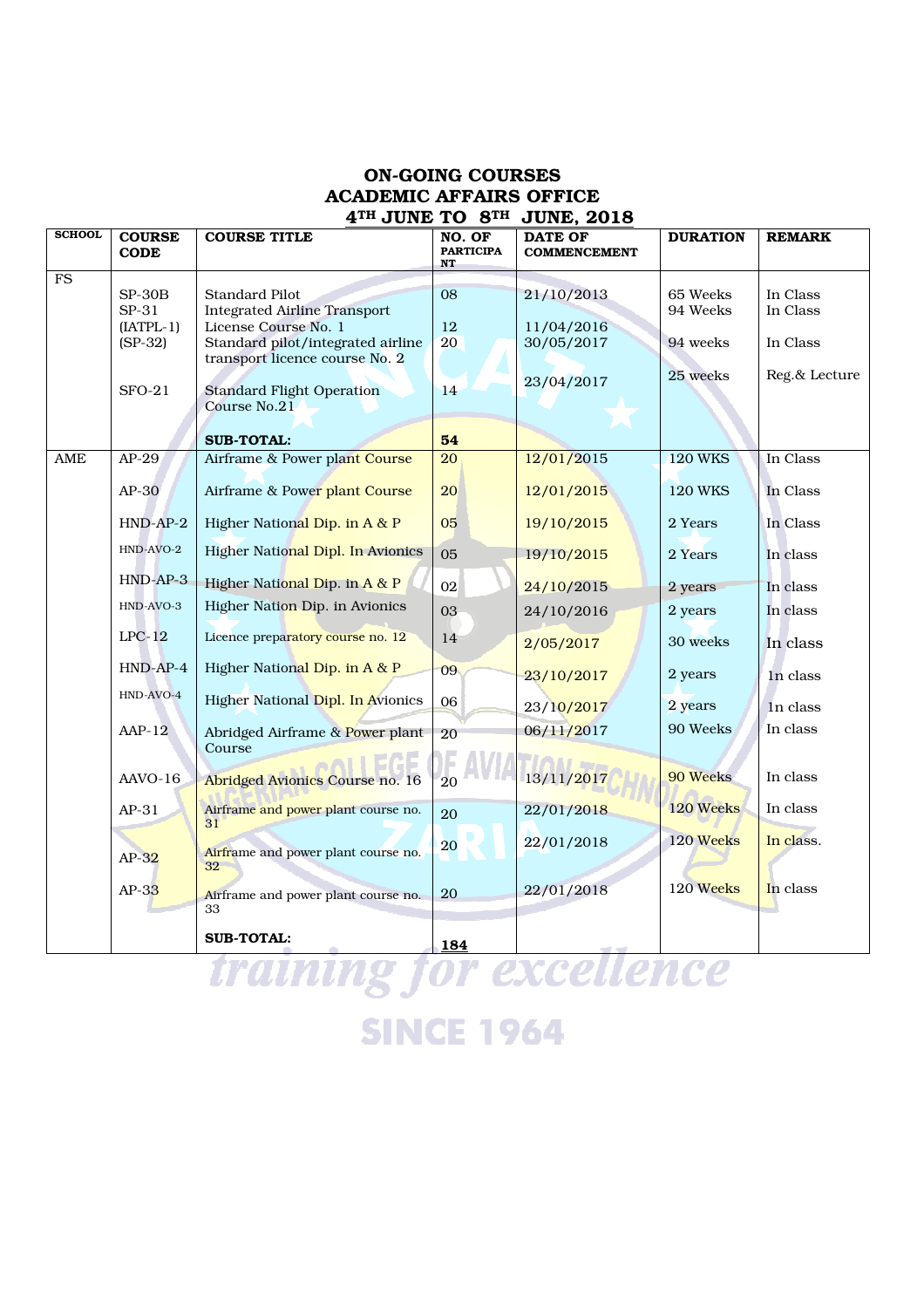# ON-GOING COURSES
## ACADEMIC AFFAIRS OFFICE
## 4TH JUNE TO 8TH JUNE, 2018

| SCHOOL | COURSE CODE | COURSE TITLE | NO. OF PARTICIPANT | DATE OF COMMENCEMENT | DURATION | REMARK |
|---|---|---|---|---|---|---|
| FS | SP-30B | Standard Pilot | 08 | 21/10/2013 | 65 Weeks | In Class |
| | SP-31 (IATPL-1) | Integrated Airline Transport License Course No. 1 | 12 | 11/04/2016 | 94 Weeks | In Class |
| | (SP-32) | Standard pilot/integrated airline transport licence course No. 2 | 20 | 30/05/2017 | 94 weeks | In Class |
| | SFO-21 | Standard Flight Operation Course No.21 | 14 | 23/04/2017 | 25 weeks | Reg.& Lecture |
| | | **SUB-TOTAL:** | **54** | | | |
| AME | AP-29 | Airframe & Power plant Course | 20 | 12/01/2015 | 120 WKS | In Class |
| | AP-30 | Airframe & Power plant Course | 20 | 12/01/2015 | 120 WKS | In Class |
| | HND-AP-2 | Higher National Dip. in A & P | 05 | 19/10/2015 | 2 Years | In Class |
| | HND-AVO-2 | Higher National Dipl. In Avionics | 05 | 19/10/2015 | 2 Years | In class |
| | HND-AP-3 | Higher National Dip. in A & P | 02 | 24/10/2015 | 2 years | In class |
| | HND-AVO-3 | Higher Nation Dip. in Avionics | 03 | 24/10/2016 | 2 years | In class |
| | LPC-12 | Licence preparatory course no. 12 | 14 | 2/05/2017 | 30 weeks | In class |
| | HND-AP-4 | Higher National Dip. in A & P | 09 | 23/10/2017 | 2 years | In class |
| | HND-AVO-4 | Higher National Dipl. In Avionics | 06 | 23/10/2017 | 2 years | In class |
| | AAP-12 | Abridged Airframe & Power plant Course | 20 | 06/11/2017 | 90 Weeks | In class |
| | AAVO-16 | Abridged Avionics Course no. 16 | 20 | 13/11/2017 | 90 Weeks | In class |
| | AP-31 | Airframe and power plant course no. 31 | 20 | 22/01/2018 | 120 Weeks | In class |
| | AP-32 | Airframe and power plant course no. 32 | 20 | 22/01/2018 | 120 Weeks | In class. |
| | AP-33 | Airframe and power plant course no. 33 | 20 | 22/01/2018 | 120 Weeks | In class |
| | | **SUB-TOTAL:** | **184** | | | |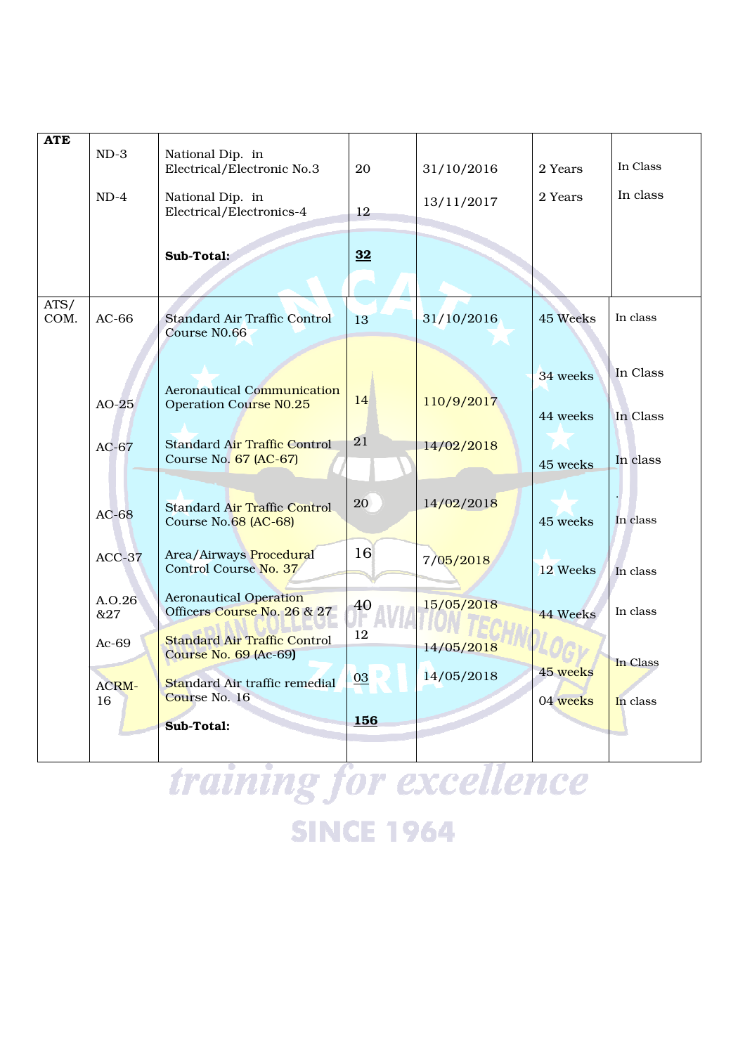| | | | | | | |
|---|---|---|---|---|---|---|
| **ATE** | ND-3 | National Dip. in Electrical/Electronic No.3 | 20 | 31/10/2016 | 2 Years | In Class |
| | ND-4 | National Dip. in Electrical/Electronics-4 | 12 | 13/11/2017 | 2 Years | In class |
| | | **Sub-Total:** | **32** | | | |
| ATS/ COM. | AC-66 | Standard Air Traffic Control Course N0.66 | 13 | 31/10/2016 | 45 Weeks | In class |
| | | | | | 34 weeks | In Class |
| | AO-25 | Aeronautical Communication Operation Course N0.25 | 14 | 110/9/2017 | 44 weeks | In Class |
| | AC-67 | Standard Air Traffic Control Course No. 67 (AC-67) | 21 | 14/02/2018 | 45 weeks | In class |
| | AC-68 | Standard Air Traffic Control Course No.68 (AC-68) | 20 | 14/02/2018 | 45 weeks | In class |
| | ACC-37 | Area/Airways Procedural Control Course No. 37 | 16 | 7/05/2018 | 12 Weeks | In class |
| | A.O.26 &27 | Aeronautical Operation Officers Course No. 26 & 27 | 40 | 15/05/2018 | 44 Weeks | In class |
| | Ac-69 | Standard Air Traffic Control Course No. 69 (Ac-69) | 12 | 14/05/2018 | 45 weeks | In Class |
| | ACRM-16 | Standard Air traffic remedial Course No. 16 | 03 | 14/05/2018 | 04 weeks | In class |
| | | **Sub-Total:** | **156** | | | |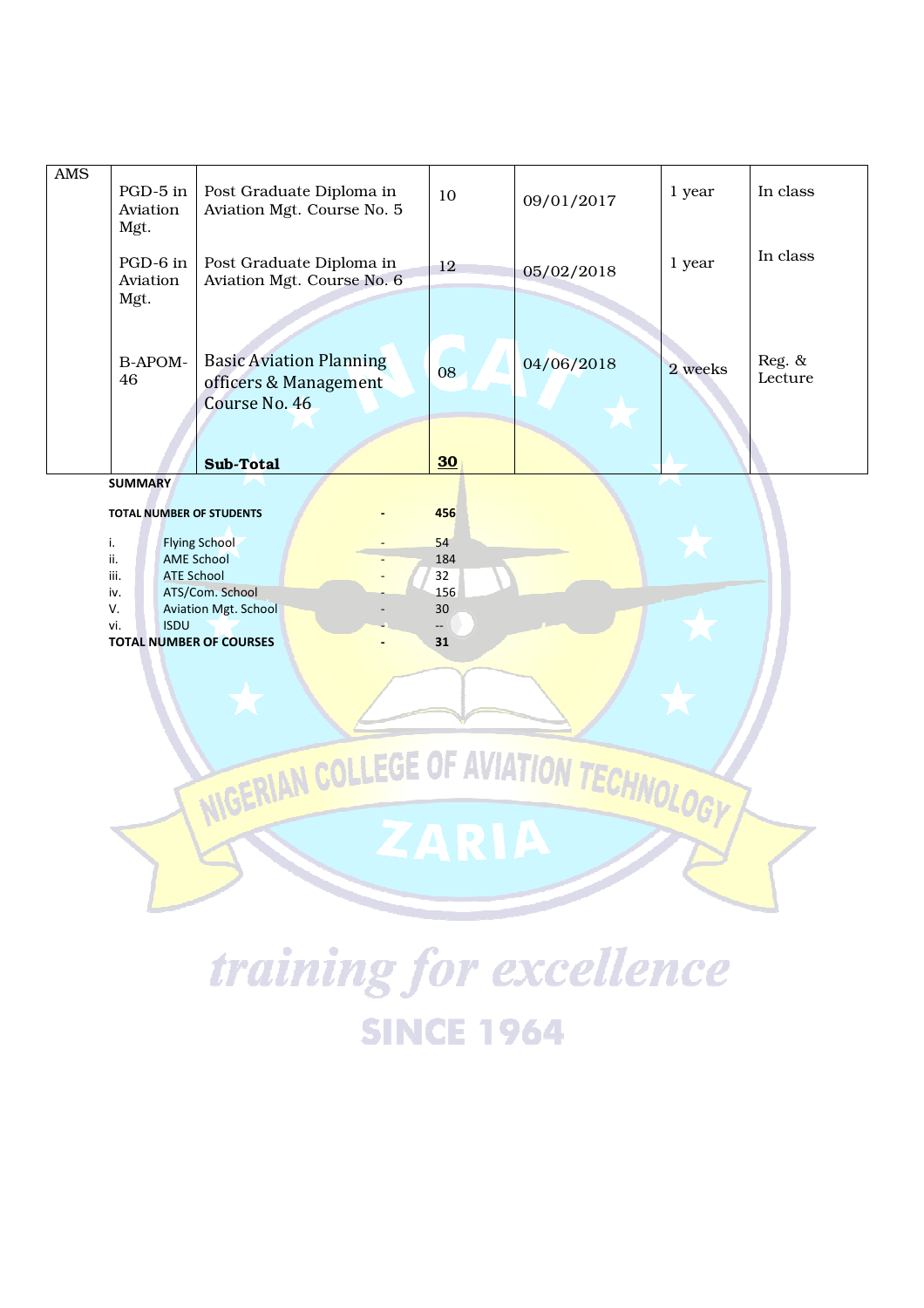| | | | | | | |
|---|---|---|---|---|---|---|
| AMS | PGD-5 in Aviation Mgt. | Post Graduate Diploma in Aviation Mgt. Course No. 5 | 10 | 09/01/2017 | 1 year | In class |
| | PGD-6 in Aviation Mgt. | Post Graduate Diploma in Aviation Mgt. Course No. 6 | 12 | 05/02/2018 | 1 year | In class |
| | B-APOM-46 | Basic Aviation Planning officers & Management Course No. 46 | 08 | 04/06/2018 | 2 weeks | Reg. & Lecture |
| | | **Sub-Total** | **30** | | | |

**SUMMARY**

| | | | |
|---|---|---|---|
| **TOTAL NUMBER OF STUDENTS** | | **-** | **456** |
| i. | Flying School | - | 54 |
| ii. | AME School | - | 184 |
| iii. | ATE School | - | 32 |
| iv. | ATS/Com. School | - | 156 |
| V. | Aviation Mgt. School | - | 30 |
| vi. | ISDU | - | -- |
| **TOTAL NUMBER OF COURSES** | | **-** | **31** |